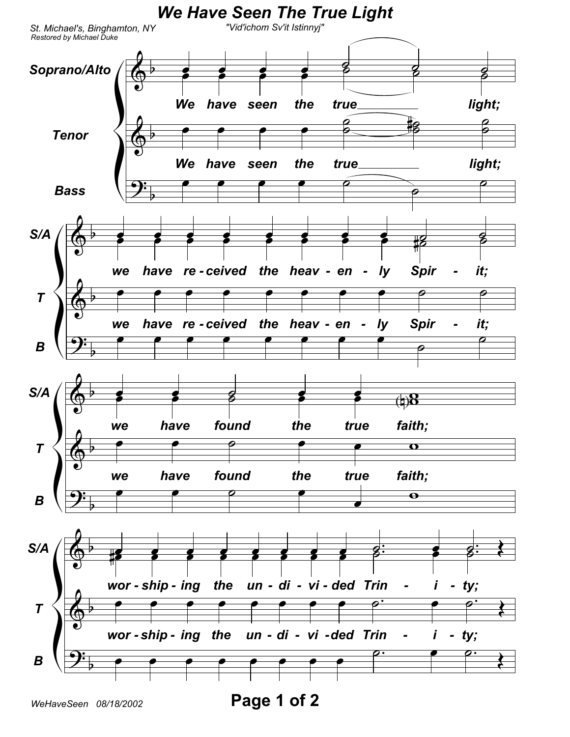# We Have Seen The True Light

"Vid'ichom Sv'it Istinnyj"

St. Michael's, Binghamton, NY
Restored by Michael Duke

Soprano/Alto

Tenor

Bass

We have seen the true light;

we have re-ceived the heav-en-ly Spir-it;

we have found the true faith;

wor-ship-ing the un-di-vi-ded Trin-i-ty;

WeHaveSeen 08/18/2002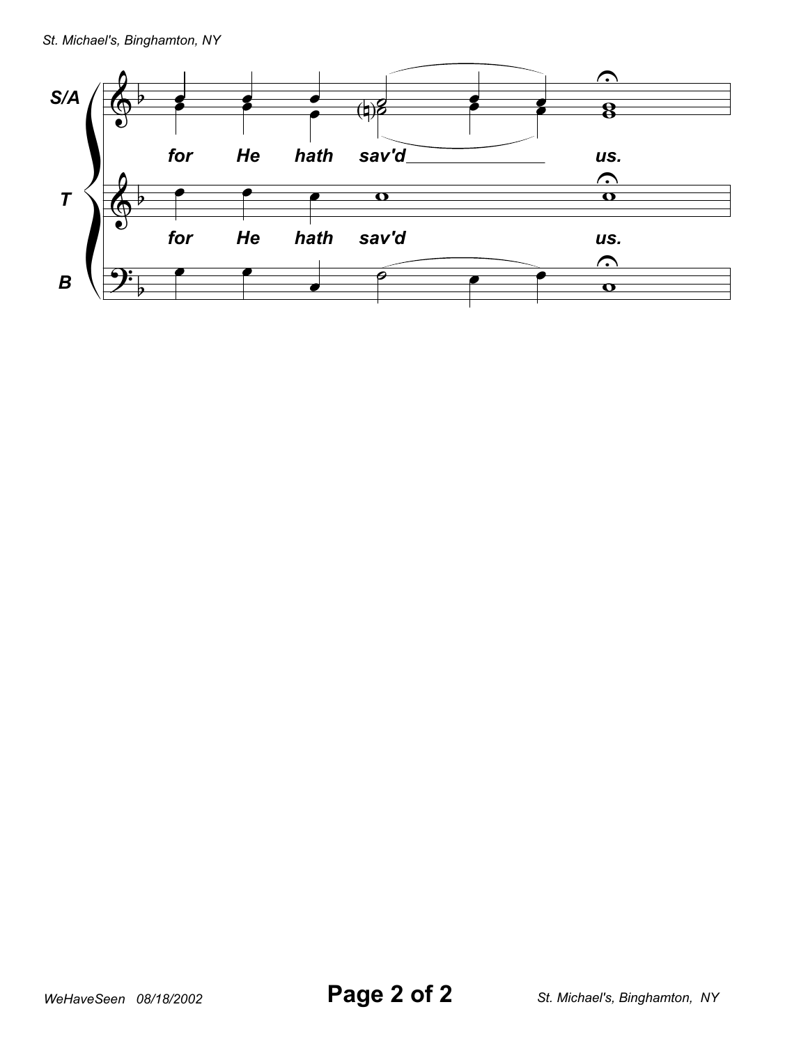S/A

*for He hath sav'd______ us.*

T

*for He hath sav'd us.*

B